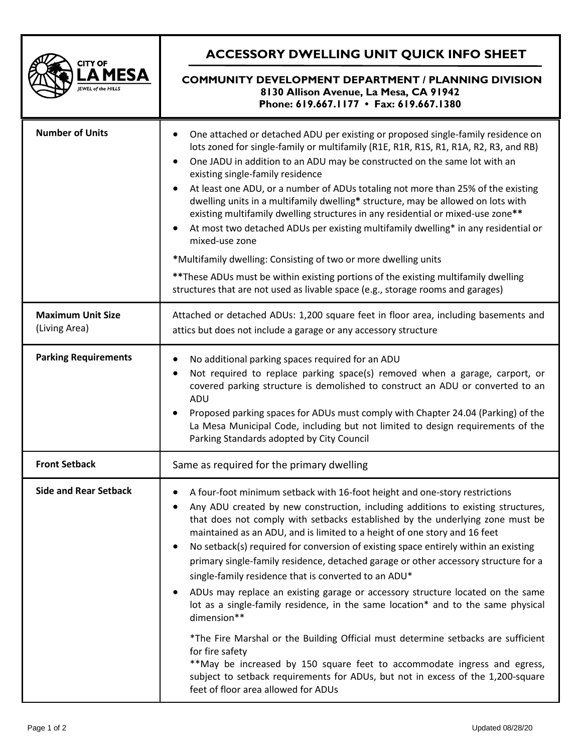# ACCESSORY DWELLING UNIT QUICK INFO SHEET

**CITY OF LA MESA**
*JEWEL of the HILLS*

**COMMUNITY DEVELOPMENT DEPARTMENT / PLANNING DIVISION**
**8130 Allison Avenue, La Mesa, CA 91942**
**Phone: 619.667.1177 • Fax: 619.667.1380**

| | |
|---|---|
| **Number of Units** | • One attached or detached ADU per existing or proposed single-family residence on lots zoned for single-family or multifamily (R1E, R1R, R1S, R1, R1A, R2, R3, and RB)<br>• One JADU in addition to an ADU may be constructed on the same lot with an existing single-family residence<br>• At least one ADU, or a number of ADUs totaling not more than 25% of the existing dwelling units in a multifamily dwelling* structure, may be allowed on lots with existing multifamily dwelling structures in any residential or mixed-use zone**<br>• At most two detached ADUs per existing multifamily dwelling* in any residential or mixed-use zone<br><br>*Multifamily dwelling: Consisting of two or more dwelling units<br><br>**These ADUs must be within existing portions of the existing multifamily dwelling structures that are not used as livable space (e.g., storage rooms and garages) |
| **Maximum Unit Size** (Living Area) | Attached or detached ADUs: 1,200 square feet in floor area, including basements and attics but does not include a garage or any accessory structure |
| **Parking Requirements** | • No additional parking spaces required for an ADU<br>• Not required to replace parking space(s) removed when a garage, carport, or covered parking structure is demolished to construct an ADU or converted to an ADU<br>• Proposed parking spaces for ADUs must comply with Chapter 24.04 (Parking) of the La Mesa Municipal Code, including but not limited to design requirements of the Parking Standards adopted by City Council |
| **Front Setback** | Same as required for the primary dwelling |
| **Side and Rear Setback** | • A four-foot minimum setback with 16-foot height and one-story restrictions<br>• Any ADU created by new construction, including additions to existing structures, that does not comply with setbacks established by the underlying zone must be maintained as an ADU, and is limited to a height of one story and 16 feet<br>• No setback(s) required for conversion of existing space entirely within an existing primary single-family residence, detached garage or other accessory structure for a single-family residence that is converted to an ADU*<br>• ADUs may replace an existing garage or accessory structure located on the same lot as a single-family residence, in the same location* and to the same physical dimension**<br><br>*The Fire Marshal or the Building Official must determine setbacks are sufficient for fire safety<br>**May be increased by 150 square feet to accommodate ingress and egress, subject to setback requirements for ADUs, but not in excess of the 1,200-square feet of floor area allowed for ADUs |

Updated 08/28/20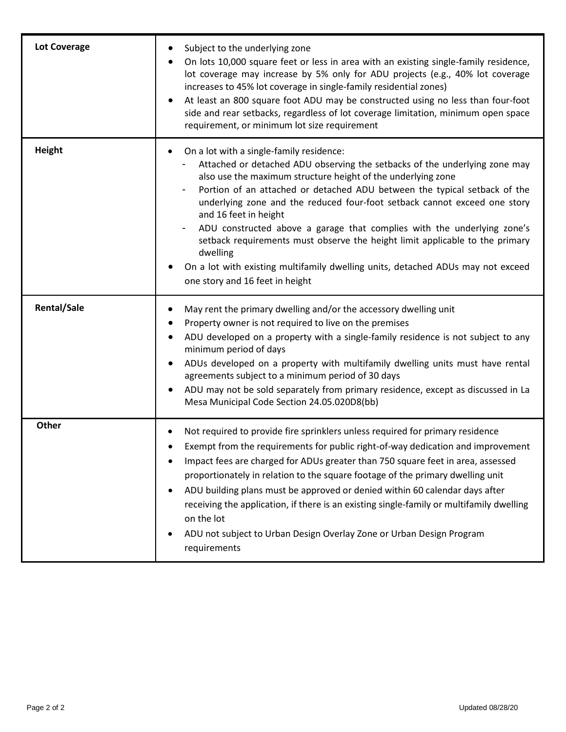| | |
|---|---|
| **Lot Coverage** | • Subject to the underlying zone<br>• On lots 10,000 square feet or less in area with an existing single-family residence, lot coverage may increase by 5% only for ADU projects (e.g., 40% lot coverage increases to 45% lot coverage in single-family residential zones)<br>• At least an 800 square foot ADU may be constructed using no less than four-foot side and rear setbacks, regardless of lot coverage limitation, minimum open space requirement, or minimum lot size requirement |
| **Height** | • On a lot with a single-family residence:<br>- Attached or detached ADU observing the setbacks of the underlying zone may also use the maximum structure height of the underlying zone<br>- Portion of an attached or detached ADU between the typical setback of the underlying zone and the reduced four-foot setback cannot exceed one story and 16 feet in height<br>- ADU constructed above a garage that complies with the underlying zone's setback requirements must observe the height limit applicable to the primary dwelling<br>• On a lot with existing multifamily dwelling units, detached ADUs may not exceed one story and 16 feet in height |
| **Rental/Sale** | • May rent the primary dwelling and/or the accessory dwelling unit<br>• Property owner is not required to live on the premises<br>• ADU developed on a property with a single-family residence is not subject to any minimum period of days<br>• ADUs developed on a property with multifamily dwelling units must have rental agreements subject to a minimum period of 30 days<br>• ADU may not be sold separately from primary residence, except as discussed in La Mesa Municipal Code Section 24.05.020D8(bb) |
| **Other** | • Not required to provide fire sprinklers unless required for primary residence<br>• Exempt from the requirements for public right-of-way dedication and improvement<br>• Impact fees are charged for ADUs greater than 750 square feet in area, assessed proportionately in relation to the square footage of the primary dwelling unit<br>• ADU building plans must be approved or denied within 60 calendar days after receiving the application, if there is an existing single-family or multifamily dwelling on the lot<br>• ADU not subject to Urban Design Overlay Zone or Urban Design Program requirements |

Updated 08/28/20